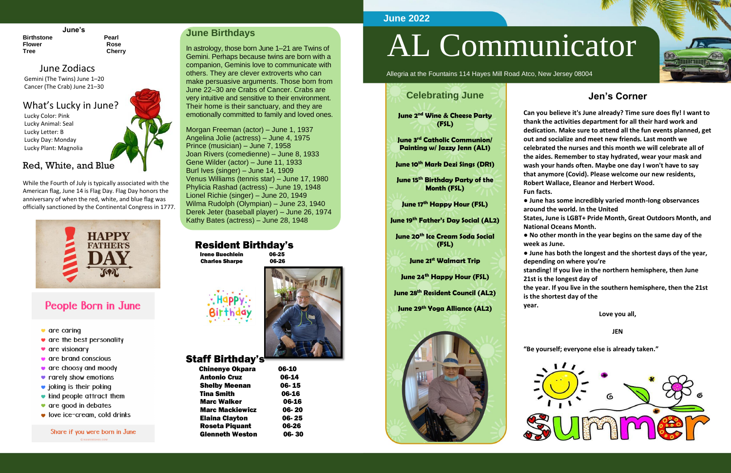# AL Communicator

June 2022

Allegria at the Fountains 114 Hayes Mill Road Atco, New Jersey 08004

## June's

| | |
|---|---|
| Birthstone | Pearl |
| Flower | Rose |
| Tree | Cherry |

## June Zodiacs

Gemini (The Twins) June 1–20
Cancer (The Crab) June 21–30

## What's Lucky in June?

Lucky Color: Pink
Lucky Animal: Seal
Lucky Letter: B
Lucky Day: Monday
Lucky Plant: Magnolia

## Red, White, and Blue

While the Fourth of July is typically associated with the American flag, June 14 is Flag Day. Flag Day honors the anniversary of when the red, white, and blue flag was officially sanctioned by the Continental Congress in 1777.

HAPPY FATHER'S DAY

## People Born in June

- are caring
- are the best personality
- are visionary
- are brand conscious
- are choosy and moody
- rarely show emotions
- joking is their poking
- kind people attract them
- are good in debates
- love ice-cream, cold drinks

Share if you were born in June

## June Birthdays

In astrology, those born June 1–21 are Twins of Gemini. Perhaps because twins are born with a companion, Geminis love to communicate with others. They are clever extroverts who can make persuasive arguments. Those born from June 22–30 are Crabs of Cancer. Crabs are very intuitive and sensitive to their environment. Their home is their sanctuary, and they are emotionally committed to family and loved ones.

Morgan Freeman (actor) – June 1, 1937
Angelina Jolie (actress) – June 4, 1975
Prince (musician) – June 7, 1958
Joan Rivers (comedienne) – June 8, 1933
Gene Wilder (actor) – June 11, 1933
Burl Ives (singer) – June 14, 1909
Venus Williams (tennis star) – June 17, 1980
Phylicia Rashad (actress) – June 19, 1948
Lionel Richie (singer) – June 20, 1949
Wilma Rudolph (Olympian) – June 23, 1940
Derek Jeter (baseball player) – June 26, 1974
Kathy Bates (actress) – June 28, 1948

## Resident Birthday's

| | |
|---|---|
| Irene Buechlein | 06-25 |
| Charles Sharpe | 06-26 |

Happy Birthday

## Staff Birthday's

| | |
|---|---|
| Chinenye Okpara | 06-10 |
| Antonio Cruz | 06-14 |
| Shelby Meenan | 06- 15 |
| Tina Smith | 06-16 |
| Marc Walker | 06-16 |
| Marc Mackiewicz | 06- 20 |
| Elaina Clayton | 06- 25 |
| Roseta Piquant | 06-26 |
| Glenneth Weston | 06- 30 |

## Celebrating June

**June 2nd Wine & Cheese Party (FSL)**

**June 3rd Catholic Communion/ Painting w/ Jazzy Jenn (AL1)**

**June 10th Mark Dezi Sings (DR1)**

**June 15th Birthday Party of the Month (FSL)**

**June 17th Happy Hour (FSL)**

**June 19th Father's Day Social (AL2)**

**June 20th Ice Cream Soda Social (FSL)**

**June 21st Walmart Trip**

**June 24th Happy Hour (FSL)**

**June 28th Resident Council (AL2)**

**June 29th Yoga Alliance (AL2)**

## Jen's Corner

**Can you believe it's June already? Time sure does fly! I want to thank the activities department for all their hard work and dedication. Make sure to attend all the fun events planned, get out and socialize and meet new friends. Last month we celebrated the nurses and this month we will celebrate all of the aides. Remember to stay hydrated, wear your mask and wash your hands often. Maybe one day I won't have to say that anymore (Covid). Please welcome our new residents, Robert Wallace, Eleanor and Herbert Wood.**

**Fun facts.**

- **June has some incredibly varied month-long observances around the world. In the United States, June is LGBT+ Pride Month, Great Outdoors Month, and National Oceans Month.**
- **No other month in the year begins on the same day of the week as June.**
- **June has both the longest and the shortest days of the year, depending on where you're standing! If you live in the northern hemisphere, then June 21st is the longest day of the year. If you live in the southern hemisphere, then the 21st is the shortest day of the year.**

**Love you all,**

**JEN**

**"Be yourself; everyone else is already taken."**

Summer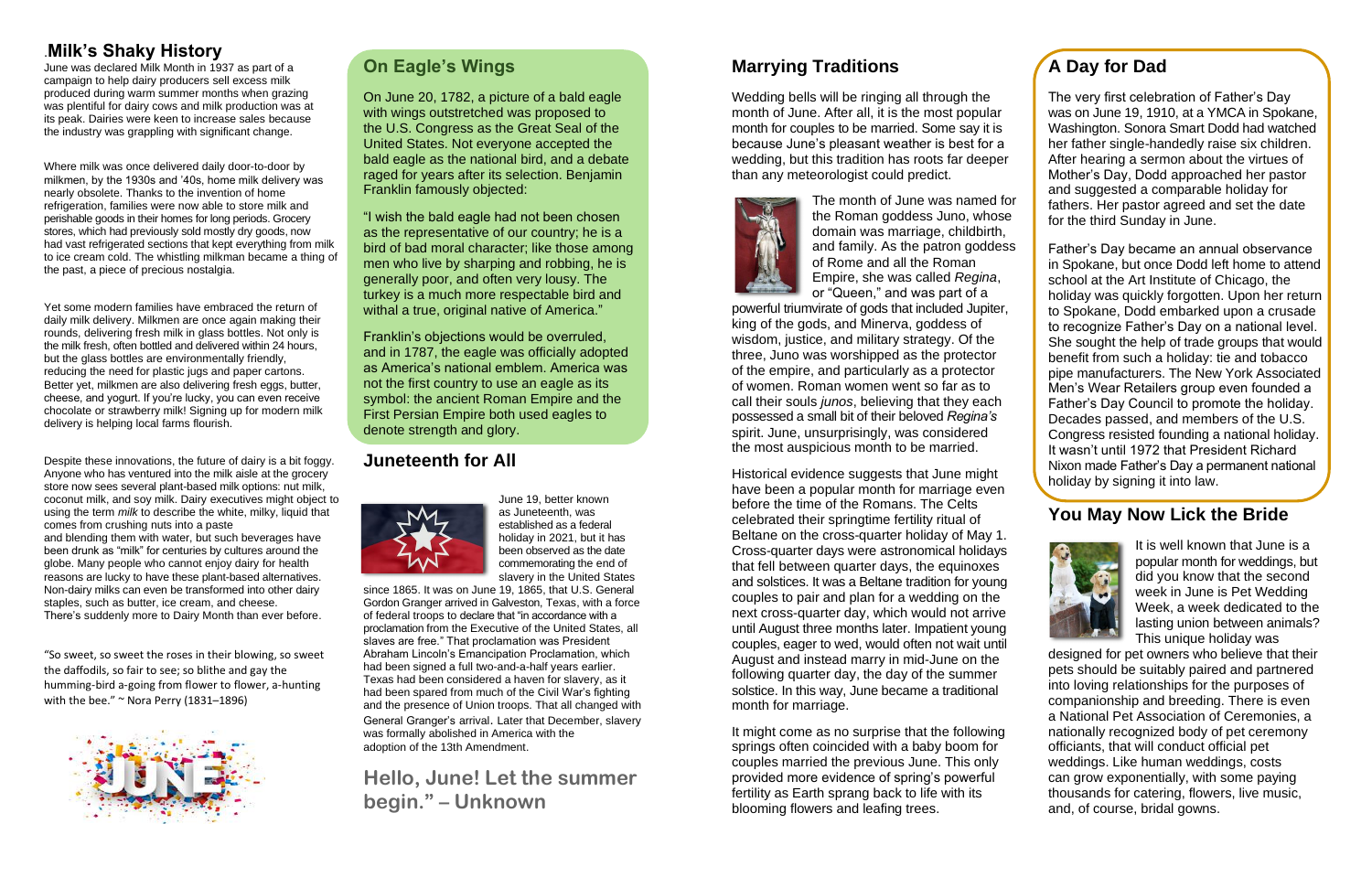## Milk's Shaky History

June was declared Milk Month in 1937 as part of a campaign to help dairy producers sell excess milk produced during warm summer months when grazing was plentiful for dairy cows and milk production was at its peak. Dairies were keen to increase sales because the industry was grappling with significant change.

Where milk was once delivered daily door-to-door by milkmen, by the 1930s and '40s, home milk delivery was nearly obsolete. Thanks to the invention of home refrigeration, families were now able to store milk and perishable goods in their homes for long periods. Grocery stores, which had previously sold mostly dry goods, now had vast refrigerated sections that kept everything from milk to ice cream cold. The whistling milkman became a thing of the past, a piece of precious nostalgia.

Yet some modern families have embraced the return of daily milk delivery. Milkmen are once again making their rounds, delivering fresh milk in glass bottles. Not only is the milk fresh, often bottled and delivered within 24 hours, but the glass bottles are environmentally friendly, reducing the need for plastic jugs and paper cartons. Better yet, milkmen are also delivering fresh eggs, butter, cheese, and yogurt. If you're lucky, you can even receive chocolate or strawberry milk! Signing up for modern milk delivery is helping local farms flourish.

Despite these innovations, the future of dairy is a bit foggy. Anyone who has ventured into the milk aisle at the grocery store now sees several plant-based milk options: nut milk, coconut milk, and soy milk. Dairy executives might object to using the term *milk* to describe the white, milky, liquid that comes from crushing nuts into a paste and blending them with water, but such beverages have been drunk as "milk" for centuries by cultures around the globe. Many people who cannot enjoy dairy for health reasons are lucky to have these plant-based alternatives. Non-dairy milks can even be transformed into other dairy staples, such as butter, ice cream, and cheese. There's suddenly more to Dairy Month than ever before.

"So sweet, so sweet the roses in their blowing, so sweet the daffodils, so fair to see; so blithe and gay the humming-bird a-going from flower to flower, a-hunting with the bee." ~ Nora Perry (1831–1896)

## On Eagle's Wings

On June 20, 1782, a picture of a bald eagle with wings outstretched was proposed to the U.S. Congress as the Great Seal of the United States. Not everyone accepted the bald eagle as the national bird, and a debate raged for years after its selection. Benjamin Franklin famously objected:

"I wish the bald eagle had not been chosen as the representative of our country; he is a bird of bad moral character; like those among men who live by sharping and robbing, he is generally poor, and often very lousy. The turkey is a much more respectable bird and withal a true, original native of America."

Franklin's objections would be overruled, and in 1787, the eagle was officially adopted as America's national emblem. America was not the first country to use an eagle as its symbol: the ancient Roman Empire and the First Persian Empire both used eagles to denote strength and glory.

## Juneteenth for All

June 19, better known as Juneteenth, was established as a federal holiday in 2021, but it has been observed as the date commemorating the end of slavery in the United States since 1865. It was on June 19, 1865, that U.S. General Gordon Granger arrived in Galveston, Texas, with a force of federal troops to declare that "in accordance with a proclamation from the Executive of the United States, all slaves are free." That proclamation was President Abraham Lincoln's Emancipation Proclamation, which had been signed a full two-and-a-half years earlier. Texas had been considered a haven for slavery, as it had been spared from much of the Civil War's fighting and the presence of Union troops. That all changed with General Granger's arrival. Later that December, slavery was formally abolished in America with the adoption of the 13th Amendment.

**Hello, June! Let the summer begin." – Unknown**

## Marrying Traditions

Wedding bells will be ringing all through the month of June. After all, it is the most popular month for couples to be married. Some say it is because June's pleasant weather is best for a wedding, but this tradition has roots far deeper than any meteorologist could predict.

The month of June was named for the Roman goddess Juno, whose domain was marriage, childbirth, and family. As the patron goddess of Rome and all the Roman Empire, she was called *Regina*, or "Queen," and was part of a powerful triumvirate of gods that included Jupiter, king of the gods, and Minerva, goddess of wisdom, justice, and military strategy. Of the three, Juno was worshipped as the protector of the empire, and particularly as a protector of women. Roman women went so far as to call their souls *junos*, believing that they each possessed a small bit of their beloved *Regina's* spirit. June, unsurprisingly, was considered the most auspicious month to be married.

Historical evidence suggests that June might have been a popular month for marriage even before the time of the Romans. The Celts celebrated their springtime fertility ritual of Beltane on the cross-quarter holiday of May 1. Cross-quarter days were astronomical holidays that fell between quarter days, the equinoxes and solstices. It was a Beltane tradition for young couples to pair and plan for a wedding on the next cross-quarter day, which would not arrive until August three months later. Impatient young couples, eager to wed, would often not wait until August and instead marry in mid-June on the following quarter day, the day of the summer solstice. In this way, June became a traditional month for marriage.

It might come as no surprise that the following springs often coincided with a baby boom for couples married the previous June. This only provided more evidence of spring's powerful fertility as Earth sprang back to life with its blooming flowers and leafing trees.

## A Day for Dad

The very first celebration of Father's Day was on June 19, 1910, at a YMCA in Spokane, Washington. Sonora Smart Dodd had watched her father single-handedly raise six children. After hearing a sermon about the virtues of Mother's Day, Dodd approached her pastor and suggested a comparable holiday for fathers. Her pastor agreed and set the date for the third Sunday in June.

Father's Day became an annual observance in Spokane, but once Dodd left home to attend school at the Art Institute of Chicago, the holiday was quickly forgotten. Upon her return to Spokane, Dodd embarked upon a crusade to recognize Father's Day on a national level. She sought the help of trade groups that would benefit from such a holiday: tie and tobacco pipe manufacturers. The New York Associated Men's Wear Retailers group even founded a Father's Day Council to promote the holiday. Decades passed, and members of the U.S. Congress resisted founding a national holiday. It wasn't until 1972 that President Richard Nixon made Father's Day a permanent national holiday by signing it into law.

## You May Now Lick the Bride

It is well known that June is a popular month for weddings, but did you know that the second week in June is Pet Wedding Week, a week dedicated to the lasting union between animals? This unique holiday was designed for pet owners who believe that their pets should be suitably paired and partnered into loving relationships for the purposes of companionship and breeding. There is even a National Pet Association of Ceremonies, a nationally recognized body of pet ceremony officiants, that will conduct official pet weddings. Like human weddings, costs can grow exponentially, with some paying thousands for catering, flowers, live music, and, of course, bridal gowns.